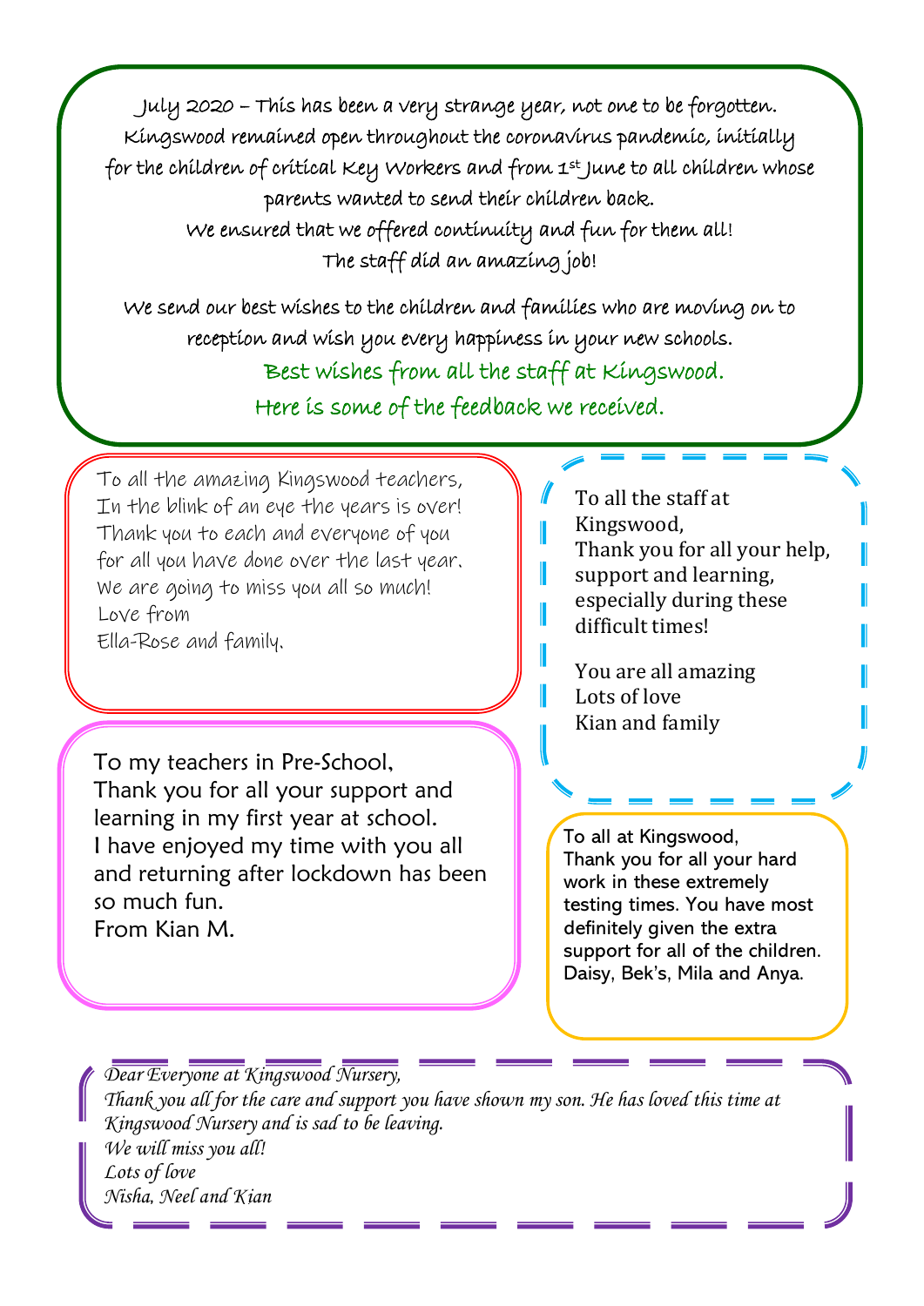July 2020 – This has been a very strange year, not one to be forgotten. Kingswood remained open throughout the coronavirus pandemic, initially for the children of critical Key Workers and from 1st June to all children whose parents wanted to send their children back.
We ensured that we offered continuity and fun for them all!
The staff did an amazing job!

We send our best wishes to the children and families who are moving on to reception and wish you every happiness in your new schools.

Best wishes from all the staff at Kingswood.

Here is some of the feedback we received.

---

To all the amazing Kingswood teachers,
In the blink of an eye the years is over!
Thank you to each and everyone of you for all you have done over the last year.
We are going to miss you all so much!
Love from
Ella-Rose and family.

---

To my teachers in Pre-School,
Thank you for all your support and learning in my first year at school.
I have enjoyed my time with you all and returning after lockdown has been so much fun.
From Kian M.

---

To all the staff at Kingswood,
Thank you for all your help, support and learning, especially during these difficult times!

You are all amazing
Lots of love
Kian and family

---

To all at Kingswood,
Thank you for all your hard work in these extremely testing times. You have most definitely given the extra support for all of the children.
Daisy, Bek's, Mila and Anya.

---

*Dear Everyone at Kingswood Nursery,*
*Thank you all for the care and support you have shown my son. He has loved this time at Kingswood Nursery and is sad to be leaving.*
*We will miss you all!*
*Lots of love*
*Nisha, Neel and Kian*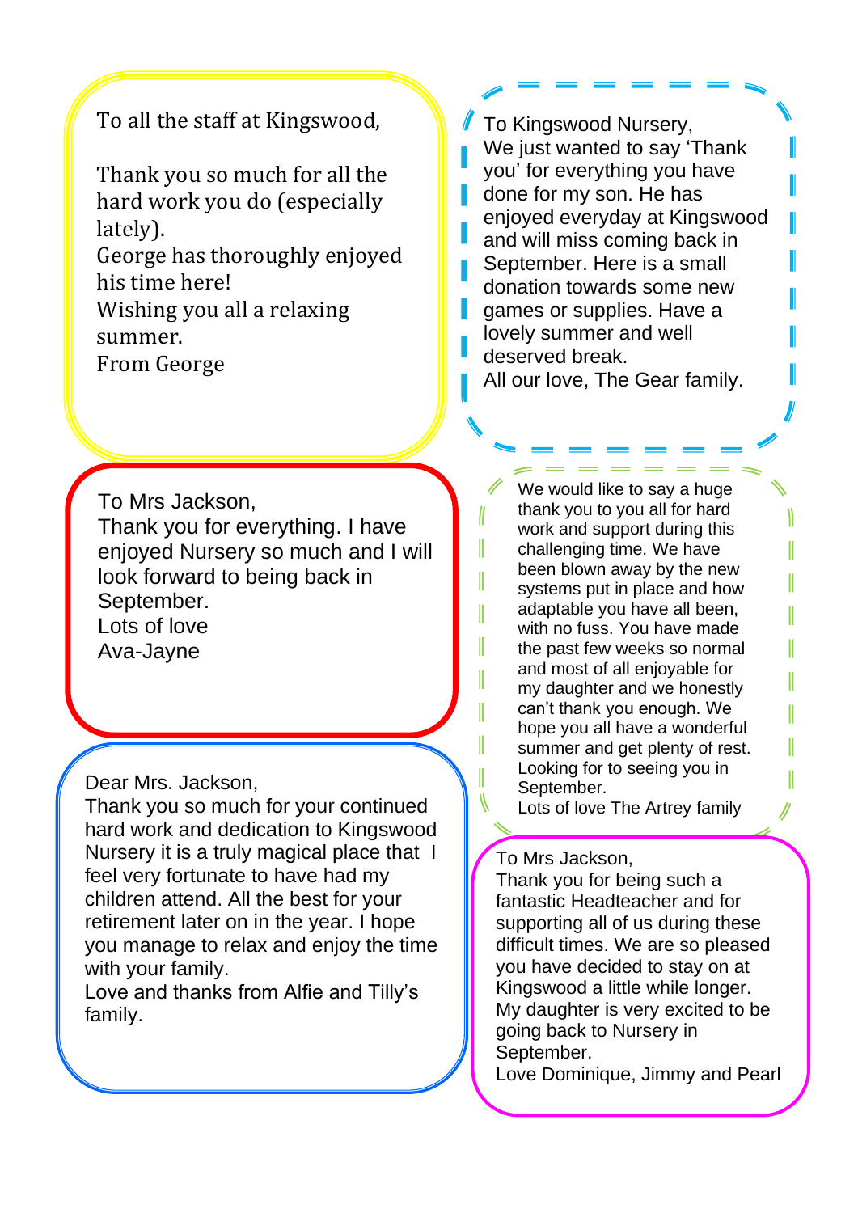To all the staff at Kingswood,

Thank you so much for all the hard work you do (especially lately).
George has thoroughly enjoyed his time here!
Wishing you all a relaxing summer.
From George

---

To Kingswood Nursery,
We just wanted to say 'Thank you' for everything you have done for my son. He has enjoyed everyday at Kingswood and will miss coming back in September. Here is a small donation towards some new games or supplies. Have a lovely summer and well deserved break.
All our love, The Gear family.

---

To Mrs Jackson,
Thank you for everything. I have enjoyed Nursery so much and I will look forward to being back in September.
Lots of love
Ava-Jayne

---

We would like to say a huge thank you to you all for hard work and support during this challenging time. We have been blown away by the new systems put in place and how adaptable you have all been, with no fuss. You have made the past few weeks so normal and most of all enjoyable for my daughter and we honestly can't thank you enough. We hope you all have a wonderful summer and get plenty of rest. Looking for to seeing you in September.
Lots of love The Artrey family

---

Dear Mrs. Jackson,
Thank you so much for your continued hard work and dedication to Kingswood Nursery it is a truly magical place that I feel very fortunate to have had my children attend. All the best for your retirement later on in the year. I hope you manage to relax and enjoy the time with your family.
Love and thanks from Alfie and Tilly's family.

---

To Mrs Jackson,
Thank you for being such a fantastic Headteacher and for supporting all of us during these difficult times. We are so pleased you have decided to stay on at Kingswood a little while longer. My daughter is very excited to be going back to Nursery in September.
Love Dominique, Jimmy and Pearl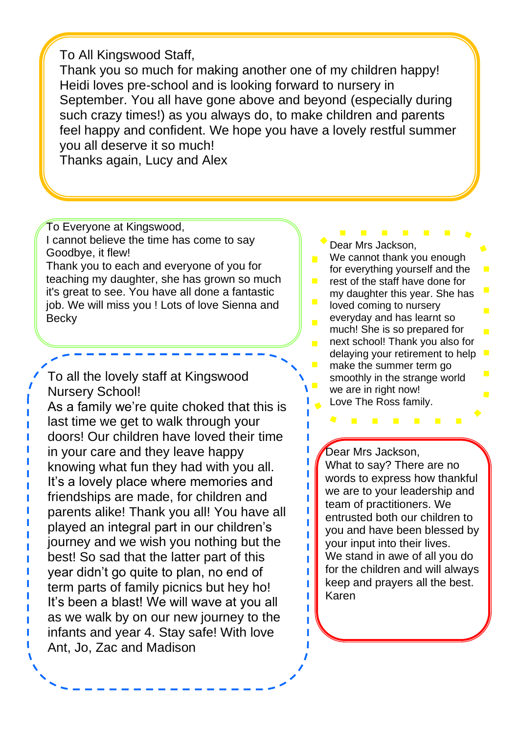To All Kingswood Staff,
Thank you so much for making another one of my children happy! Heidi loves pre-school and is looking forward to nursery in September. You all have gone above and beyond (especially during such crazy times!) as you always do, to make children and parents feel happy and confident. We hope you have a lovely restful summer you all deserve it so much!
Thanks again, Lucy and Alex

---

To Everyone at Kingswood,
I cannot believe the time has come to say Goodbye, it flew!
Thank you to each and everyone of you for teaching my daughter, she has grown so much it's great to see. You have all done a fantastic job. We will miss you ! Lots of love Sienna and Becky

---

To all the lovely staff at Kingswood Nursery School!
As a family we're quite choked that this is last time we get to walk through your doors! Our children have loved their time in your care and they leave happy knowing what fun they had with you all. It's a lovely place where memories and friendships are made, for children and parents alike! Thank you all! You have all played an integral part in our children's journey and we wish you nothing but the best! So sad that the latter part of this year didn't go quite to plan, no end of term parts of family picnics but hey ho! It's been a blast! We will wave at you all as we walk by on our new journey to the infants and year 4. Stay safe! With love Ant, Jo, Zac and Madison

---

Dear Mrs Jackson,
We cannot thank you enough for everything yourself and the rest of the staff have done for my daughter this year. She has loved coming to nursery everyday and has learnt so much! She is so prepared for next school! Thank you also for delaying your retirement to help make the summer term go smoothly in the strange world we are in right now!
Love The Ross family.

---

Dear Mrs Jackson,
What to say? There are no words to express how thankful we are to your leadership and team of practitioners. We entrusted both our children to you and have been blessed by your input into their lives.
We stand in awe of all you do for the children and will always keep and prayers all the best.
Karen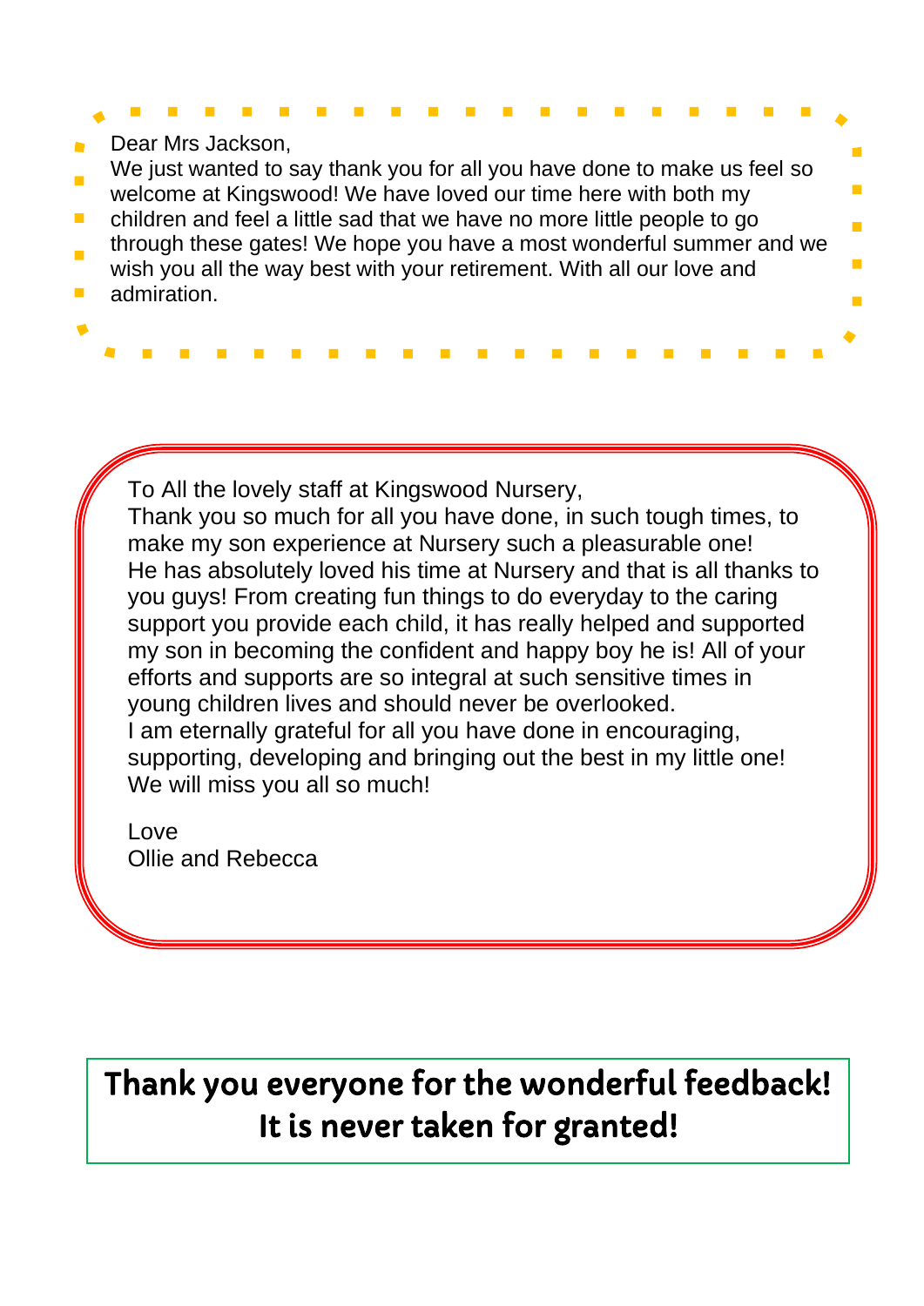Dear Mrs Jackson,
We just wanted to say thank you for all you have done to make us feel so welcome at Kingswood! We have loved our time here with both my children and feel a little sad that we have no more little people to go through these gates! We hope you have a most wonderful summer and we wish you all the way best with your retirement. With all our love and admiration.

To All the lovely staff at Kingswood Nursery,
Thank you so much for all you have done, in such tough times, to make my son experience at Nursery such a pleasurable one!
He has absolutely loved his time at Nursery and that is all thanks to you guys! From creating fun things to do everyday to the caring support you provide each child, it has really helped and supported my son in becoming the confident and happy boy he is! All of your efforts and supports are so integral at such sensitive times in young children lives and should never be overlooked.
I am eternally grateful for all you have done in encouraging, supporting, developing and bringing out the best in my little one!
We will miss you all so much!

Love
Ollie and Rebecca

**Thank you everyone for the wonderful feedback!**
**It is never taken for granted!**